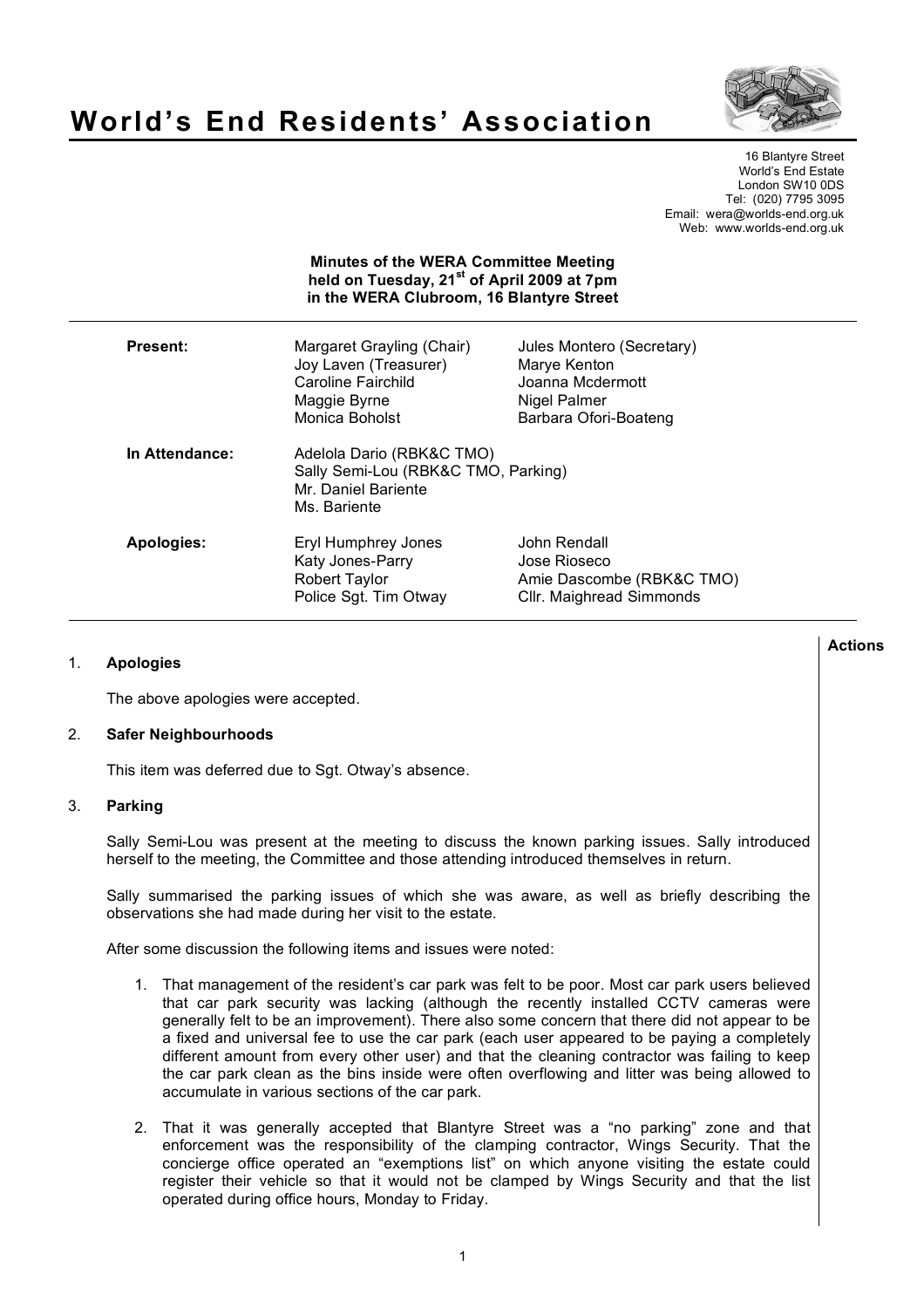# World's End Residents' Association

16 Blantyre Street
World's End Estate
London SW10 0DS
Tel: (020) 7795 3095
Email: wera@worlds-end.org.uk
Web: www.worlds-end.org.uk

**Minutes of the WERA Committee Meeting held on Tuesday, 21st of April 2009 at 7pm in the WERA Clubroom, 16 Blantyre Street**

| | | |
|---|---|---|
| **Present:** | Margaret Grayling (Chair) | Jules Montero (Secretary) |
| | Joy Laven (Treasurer) | Marye Kenton |
| | Caroline Fairchild | Joanna Mcdermott |
| | Maggie Byrne | Nigel Palmer |
| | Monica Boholst | Barbara Ofori-Boateng |
| **In Attendance:** | Adelola Dario (RBK&C TMO) | |
| | Sally Semi-Lou (RBK&C TMO, Parking) | |
| | Mr. Daniel Bariente | |
| | Ms. Bariente | |
| **Apologies:** | Eryl Humphrey Jones | John Rendall |
| | Katy Jones-Parry | Jose Rioseco |
| | Robert Taylor | Amie Dascombe (RBK&C TMO) |
| | Police Sgt. Tim Otway | Cllr. Maighread Simmonds |

**Actions**

1. **Apologies**

   The above apologies were accepted.

2. **Safer Neighbourhoods**

   This item was deferred due to Sgt. Otway's absence.

3. **Parking**

   Sally Semi-Lou was present at the meeting to discuss the known parking issues. Sally introduced herself to the meeting, the Committee and those attending introduced themselves in return.

   Sally summarised the parking issues of which she was aware, as well as briefly describing the observations she had made during her visit to the estate.

   After some discussion the following items and issues were noted:

   1. That management of the resident's car park was felt to be poor. Most car park users believed that car park security was lacking (although the recently installed CCTV cameras were generally felt to be an improvement). There also some concern that there did not appear to be a fixed and universal fee to use the car park (each user appeared to be paying a completely different amount from every other user) and that the cleaning contractor was failing to keep the car park clean as the bins inside were often overflowing and litter was being allowed to accumulate in various sections of the car park.

   2. That it was generally accepted that Blantyre Street was a "no parking" zone and that enforcement was the responsibility of the clamping contractor, Wings Security. That the concierge office operated an "exemptions list" on which anyone visiting the estate could register their vehicle so that it would not be clamped by Wings Security and that the list operated during office hours, Monday to Friday.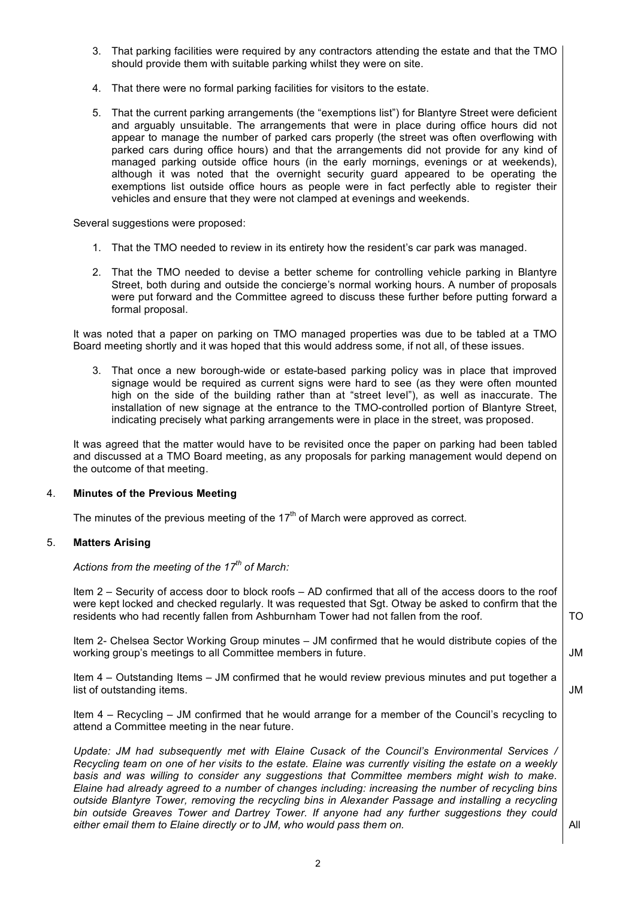3. That parking facilities were required by any contractors attending the estate and that the TMO should provide them with suitable parking whilst they were on site.

4. That there were no formal parking facilities for visitors to the estate.

5. That the current parking arrangements (the "exemptions list") for Blantyre Street were deficient and arguably unsuitable. The arrangements that were in place during office hours did not appear to manage the number of parked cars properly (the street was often overflowing with parked cars during office hours) and that the arrangements did not provide for any kind of managed parking outside office hours (in the early mornings, evenings or at weekends), although it was noted that the overnight security guard appeared to be operating the exemptions list outside office hours as people were in fact perfectly able to register their vehicles and ensure that they were not clamped at evenings and weekends.

Several suggestions were proposed:

1. That the TMO needed to review in its entirety how the resident's car park was managed.

2. That the TMO needed to devise a better scheme for controlling vehicle parking in Blantyre Street, both during and outside the concierge's normal working hours. A number of proposals were put forward and the Committee agreed to discuss these further before putting forward a formal proposal.

It was noted that a paper on parking on TMO managed properties was due to be tabled at a TMO Board meeting shortly and it was hoped that this would address some, if not all, of these issues.

3. That once a new borough-wide or estate-based parking policy was in place that improved signage would be required as current signs were hard to see (as they were often mounted high on the side of the building rather than at "street level"), as well as inaccurate. The installation of new signage at the entrance to the TMO-controlled portion of Blantyre Street, indicating precisely what parking arrangements were in place in the street, was proposed.

It was agreed that the matter would have to be revisited once the paper on parking had been tabled and discussed at a TMO Board meeting, as any proposals for parking management would depend on the outcome of that meeting.

## 4. Minutes of the Previous Meeting

The minutes of the previous meeting of the 17th of March were approved as correct.

## 5. Matters Arising

*Actions from the meeting of the 17th of March:*

Item 2 – Security of access door to block roofs – AD confirmed that all of the access doors to the roof were kept locked and checked regularly. It was requested that Sgt. Otway be asked to confirm that the residents who had recently fallen from Ashburnham Tower had not fallen from the roof. **TO**

Item 2- Chelsea Sector Working Group minutes – JM confirmed that he would distribute copies of the working group's meetings to all Committee members in future. **JM**

Item 4 – Outstanding Items – JM confirmed that he would review previous minutes and put together a list of outstanding items. **JM**

Item 4 – Recycling – JM confirmed that he would arrange for a member of the Council's recycling to attend a Committee meeting in the near future.

*Update: JM had subsequently met with Elaine Cusack of the Council's Environmental Services / Recycling team on one of her visits to the estate. Elaine was currently visiting the estate on a weekly basis and was willing to consider any suggestions that Committee members might wish to make. Elaine had already agreed to a number of changes including: increasing the number of recycling bins outside Blantyre Tower, removing the recycling bins in Alexander Passage and installing a recycling bin outside Greaves Tower and Dartrey Tower. If anyone had any further suggestions they could either email them to Elaine directly or to JM, who would pass them on.* **All**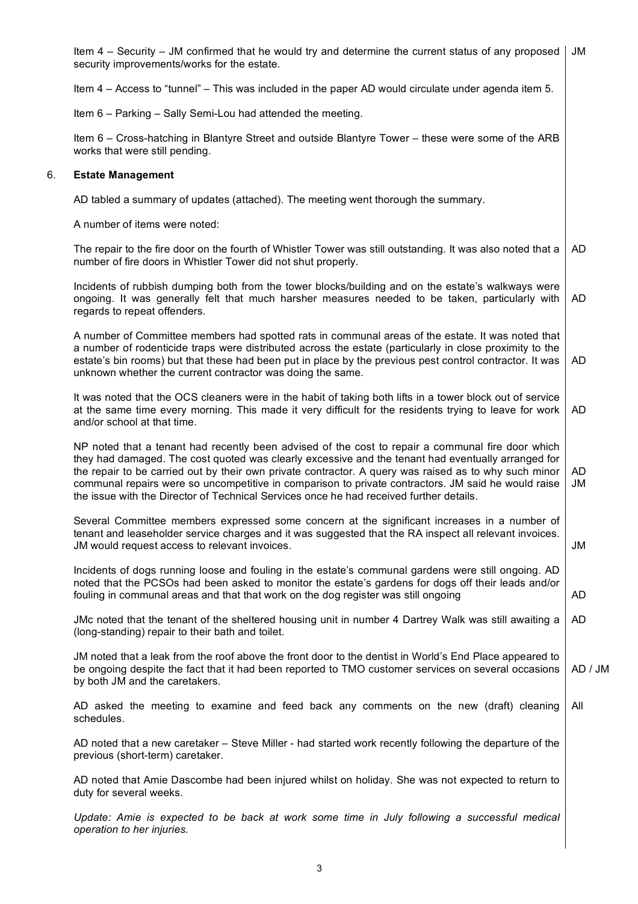Item 4 – Security – JM confirmed that he would try and determine the current status of any proposed security improvements/works for the estate. **JM**

Item 4 – Access to "tunnel" – This was included in the paper AD would circulate under agenda item 5.

Item 6 – Parking – Sally Semi-Lou had attended the meeting.

Item 6 – Cross-hatching in Blantyre Street and outside Blantyre Tower – these were some of the ARB works that were still pending.

## 6. Estate Management

AD tabled a summary of updates (attached). The meeting went thorough the summary.

A number of items were noted:

The repair to the fire door on the fourth of Whistler Tower was still outstanding. It was also noted that a number of fire doors in Whistler Tower did not shut properly. **AD**

Incidents of rubbish dumping both from the tower blocks/building and on the estate's walkways were ongoing. It was generally felt that much harsher measures needed to be taken, particularly with regards to repeat offenders. **AD**

A number of Committee members had spotted rats in communal areas of the estate. It was noted that a number of rodenticide traps were distributed across the estate (particularly in close proximity to the estate's bin rooms) but that these had been put in place by the previous pest control contractor. It was unknown whether the current contractor was doing the same. **AD**

It was noted that the OCS cleaners were in the habit of taking both lifts in a tower block out of service at the same time every morning. This made it very difficult for the residents trying to leave for work and/or school at that time. **AD**

NP noted that a tenant had recently been advised of the cost to repair a communal fire door which they had damaged. The cost quoted was clearly excessive and the tenant had eventually arranged for the repair to be carried out by their own private contractor. A query was raised as to why such minor communal repairs were so uncompetitive in comparison to private contractors. JM said he would raise the issue with the Director of Technical Services once he had received further details. **AD / JM**

Several Committee members expressed some concern at the significant increases in a number of tenant and leaseholder service charges and it was suggested that the RA inspect all relevant invoices. JM would request access to relevant invoices. **JM**

Incidents of dogs running loose and fouling in the estate's communal gardens were still ongoing. AD noted that the PCSOs had been asked to monitor the estate's gardens for dogs off their leads and/or fouling in communal areas and that that work on the dog register was still ongoing **AD**

JMc noted that the tenant of the sheltered housing unit in number 4 Dartrey Walk was still awaiting a (long-standing) repair to their bath and toilet. **AD**

JM noted that a leak from the roof above the front door to the dentist in World's End Place appeared to be ongoing despite the fact that it had been reported to TMO customer services on several occasions by both JM and the caretakers. **AD / JM**

AD asked the meeting to examine and feed back any comments on the new (draft) cleaning schedules. **All**

AD noted that a new caretaker – Steve Miller - had started work recently following the departure of the previous (short-term) caretaker.

AD noted that Amie Dascombe had been injured whilst on holiday. She was not expected to return to duty for several weeks.

*Update: Amie is expected to be back at work some time in July following a successful medical operation to her injuries.*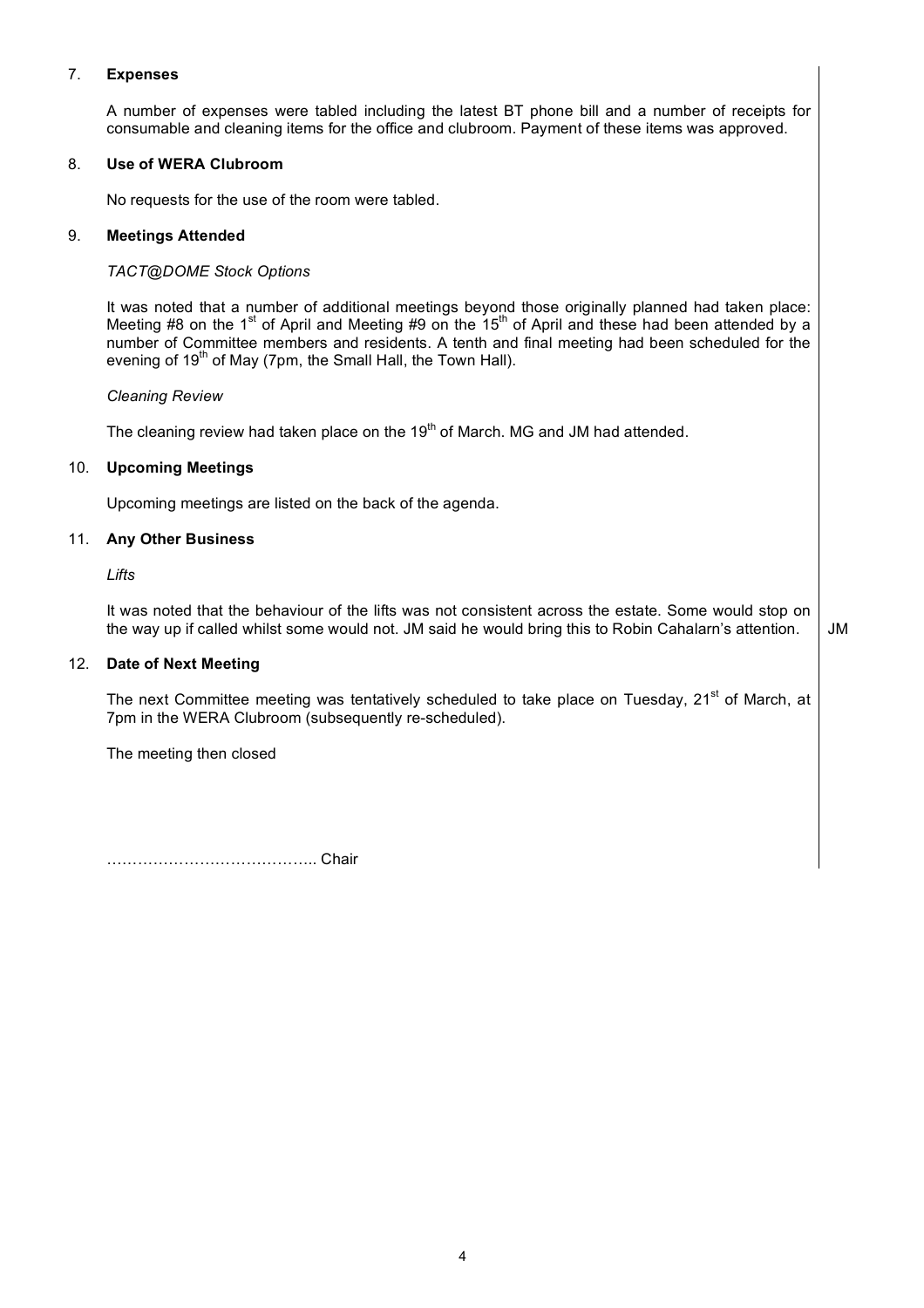## 7. Expenses

A number of expenses were tabled including the latest BT phone bill and a number of receipts for consumable and cleaning items for the office and clubroom. Payment of these items was approved.

## 8. Use of WERA Clubroom

No requests for the use of the room were tabled.

## 9. Meetings Attended

*TACT@DOME Stock Options*

It was noted that a number of additional meetings beyond those originally planned had taken place: Meeting #8 on the 1st of April and Meeting #9 on the 15th of April and these had been attended by a number of Committee members and residents. A tenth and final meeting had been scheduled for the evening of 19th of May (7pm, the Small Hall, the Town Hall).

*Cleaning Review*

The cleaning review had taken place on the 19th of March. MG and JM had attended.

## 10. Upcoming Meetings

Upcoming meetings are listed on the back of the agenda.

## 11. Any Other Business

*Lifts*

It was noted that the behaviour of the lifts was not consistent across the estate. Some would stop on the way up if called whilst some would not. JM said he would bring this to Robin Cahalarn's attention. **JM**

## 12. Date of Next Meeting

The next Committee meeting was tentatively scheduled to take place on Tuesday, 21st of March, at 7pm in the WERA Clubroom (subsequently re-scheduled).

The meeting then closed

………………………………….. Chair